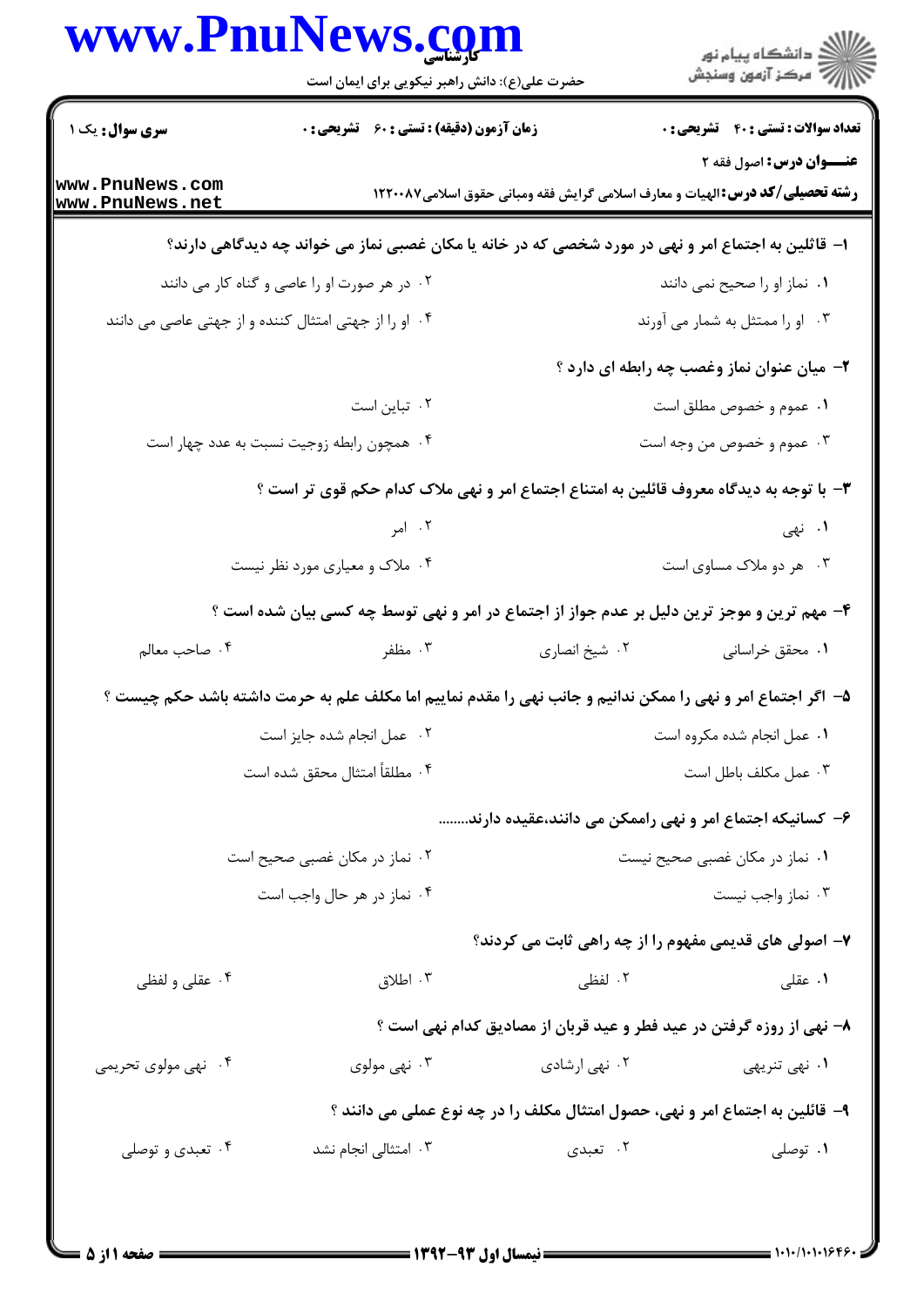**سری سوال:** یک ۱

**زمان آزمون (دقیقه) : تستی : ۶۰ تشریحی : ۰**

**تعداد سوالات : تستی : ۴۰ تشریحی : ۰**

**عنـــوان درس:** اصول فقه ۲

**رشته تحصیلی/کد درس:** الهیات و معارف اسلامی گرایش فقه ومبانی حقوق اسلامی۱۲۲۰۰۸۷

۱- قائلین به اجتماع امر و نهی در مورد شخصی که در خانه یا مکان غصبی نماز می خواند چه دیدگاهی دارند؟

۱. نماز او را صحیح نمی دانند

۲. در هر صورت او را عاصی و گناه کار می دانند

۳. او را ممتثل به شمار می آورند

۴. او را از جهتی امتثال کننده و از جهتی عاصی می دانند

۲- میان عنوان نماز وغصب چه رابطه ای دارد ؟

۱. عموم و خصوص مطلق است

۲. تباین است

۳. عموم و خصوص من وجه است

۴. همچون رابطه زوجیت نسبت به عدد چهار است

۳- با توجه به دیدگاه معروف قائلین به امتناع اجتماع امر و نهی ملاک کدام حکم قوی تر است ؟

۱. نهی

۲. امر

۳. هر دو ملاک مساوی است

۴. ملاک و معیاری مورد نظر نیست

۴- مهم ترین و موجز ترین دلیل بر عدم جواز از اجتماع در امر و نهی توسط چه کسی بیان شده است ؟

۱. محقق خراسانی

۲. شیخ انصاری

۳. مظفر

۴. صاحب معالم

۵- اگر اجتماع امر و نهی را ممکن ندانیم و جانب نهی را مقدم نماییم اما مکلف علم به حرمت داشته باشد حکم چیست ؟

۱. عمل انجام شده مکروه است

۲. عمل انجام شده جایز است

۳. عمل مکلف باطل است

۴. مطلقاً امتثال محقق شده است

۶- کسانیکه اجتماع امر و نهی راممکن می دانند،عقیده دارند........

۱. نماز در مکان غصبی صحیح نیست

۲. نماز در مکان غصبی صحیح است

۳. نماز واجب نیست

۴. نماز در هر حال واجب است

۷- اصولی های قدیمی مفهوم را از چه راهی ثابت می کردند؟

۱. عقلی

۲. لفظی

۳. اطلاق

۴. عقلی و لفظی

۸- نهی از روزه گرفتن در عید فطر و عید قربان از مصادیق کدام نهی است ؟

۱. نهی تنریهی

۲. نهی ارشادی

۳. نهی مولوی

۴. نهی مولوی تحریمی

۹- قائلین به اجتماع امر و نهی، حصول امتثال مکلف را در چه نوع عملی می دانند ؟

۱. توصلی

۲. تعبدی

۳. امتثالی انجام نشد

۴. تعبدی و توصلی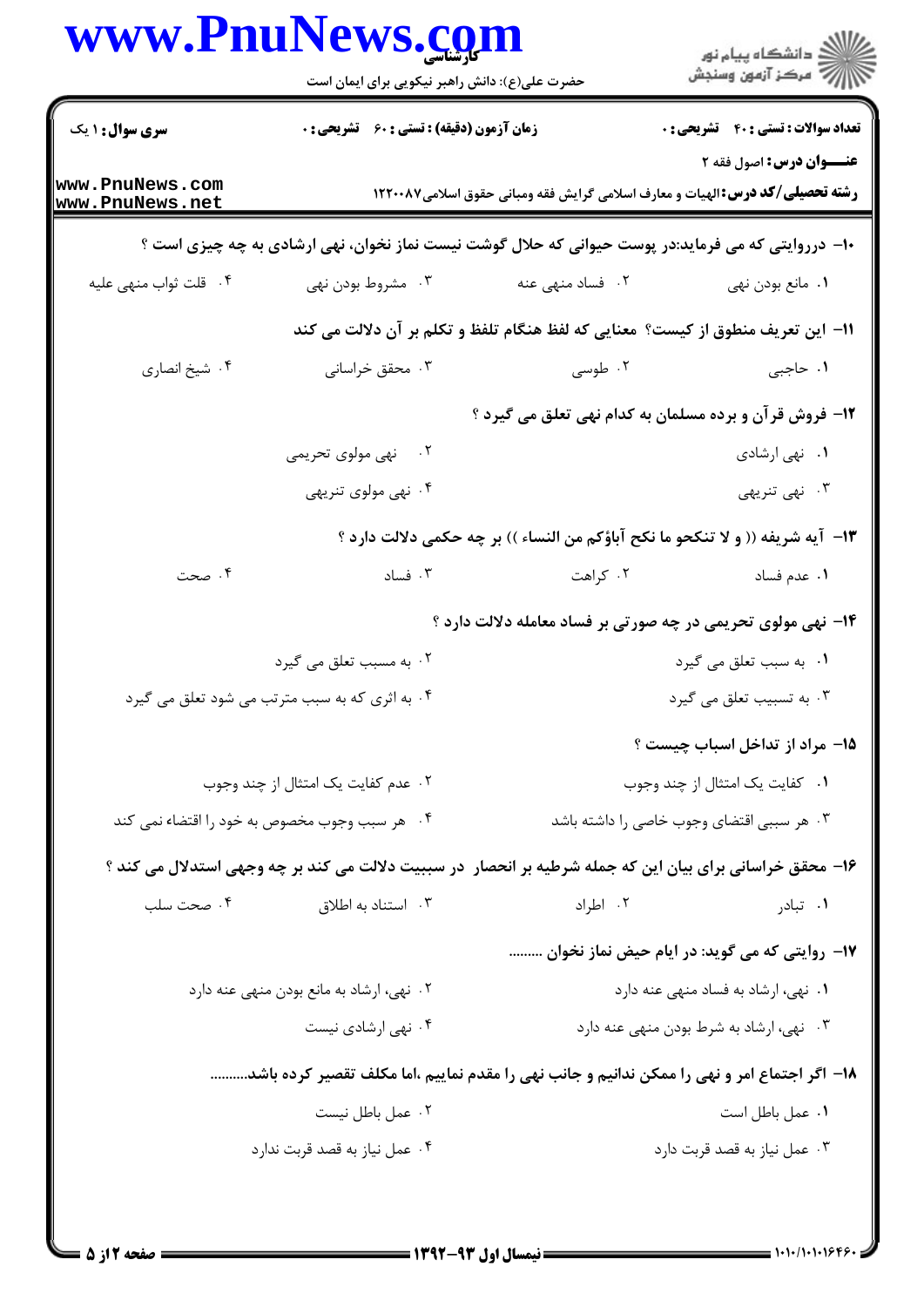**سری سوال:** ۱ یک | **زمان آزمون (دقیقه) : تستی :** ۶۰ **تشریحی :** ۰ | **تعداد سوالات : تستی :** ۴۰ **تشریحی :** ۰

**عنـــوان درس:** اصول فقه ۲

**رشته تحصیلی/کد درس:** الهیات و معارف اسلامی گرایش فقه ومبانی حقوق اسلامی۱۲۲۰۰۸۷

۱۰- درروایتی که می فرماید:در پوست حیوانی که حلال گوشت نیست نماز نخوان، نهی ارشادی به چه چیزی است ؟

۱. مانع بودن نهی
۲. فساد منهی عنه
۳. مشروط بودن نهی
۴. قلت ثواب منهی علیه

۱۱- این تعریف منطوق از کیست؟ معنایی که لفظ هنگام تلفظ و تکلم بر آن دلالت می کند

۱. حاجبی
۲. طوسی
۳. محقق خراسانی
۴. شیخ انصاری

۱۲- فروش قرآن و برده مسلمان به کدام نهی تعلق می گیرد ؟

۱. نهی ارشادی
۲. نهی مولوی تحریمی
۳. نهی تنریهی
۴. نهی مولوی تنریهی

۱۳- آیه شریفه (( و لا تنکحو ما نکح آباؤکم من النساء )) بر چه حکمی دلالت دارد ؟

۱. عدم فساد
۲. کراهت
۳. فساد
۴. صحت

۱۴- نهی مولوی تحریمی در چه صورتی بر فساد معامله دلالت دارد ؟

۱. به سبب تعلق می گیرد
۲. به مسبب تعلق می گیرد
۳. به تسبیب تعلق می گیرد
۴. به اثری که به سبب مترتب می شود تعلق می گیرد

۱۵- مراد از تداخل اسباب چیست ؟

۱. کفایت یک امتثال از چند وجوب
۲. عدم کفایت یک امتثال از چند وجوب
۳. هر سببی اقتضای وجوب خاصی را داشته باشد
۴. هر سبب وجوب مخصوص به خود را اقتضاء نمی کند

۱۶- محقق خراسانی برای بیان این که جمله شرطیه بر انحصار در سببیت دلالت می کند بر چه وجهی استدلال می کند ؟

۱. تبادر
۲. اطراد
۳. استناد به اطلاق
۴. صحت سلب

۱۷- روایتی که می گوید: در ایام حیض نماز نخوان .........

۱. نهی، ارشاد به فساد منهی عنه دارد
۲. نهی، ارشاد به مانع بودن منهی عنه دارد
۳. نهی، ارشاد به شرط بودن منهی عنه دارد
۴. نهی ارشادی نیست

۱۸- اگر اجتماع امر و نهی را ممکن ندانیم و جانب نهی را مقدم نماییم ،اما مکلف تقصیر کرده باشد..........

۱. عمل باطل است
۲. عمل باطل نیست
۳. عمل نیاز به قصد قربت دارد
۴. عمل نیاز به قصد قربت ندارد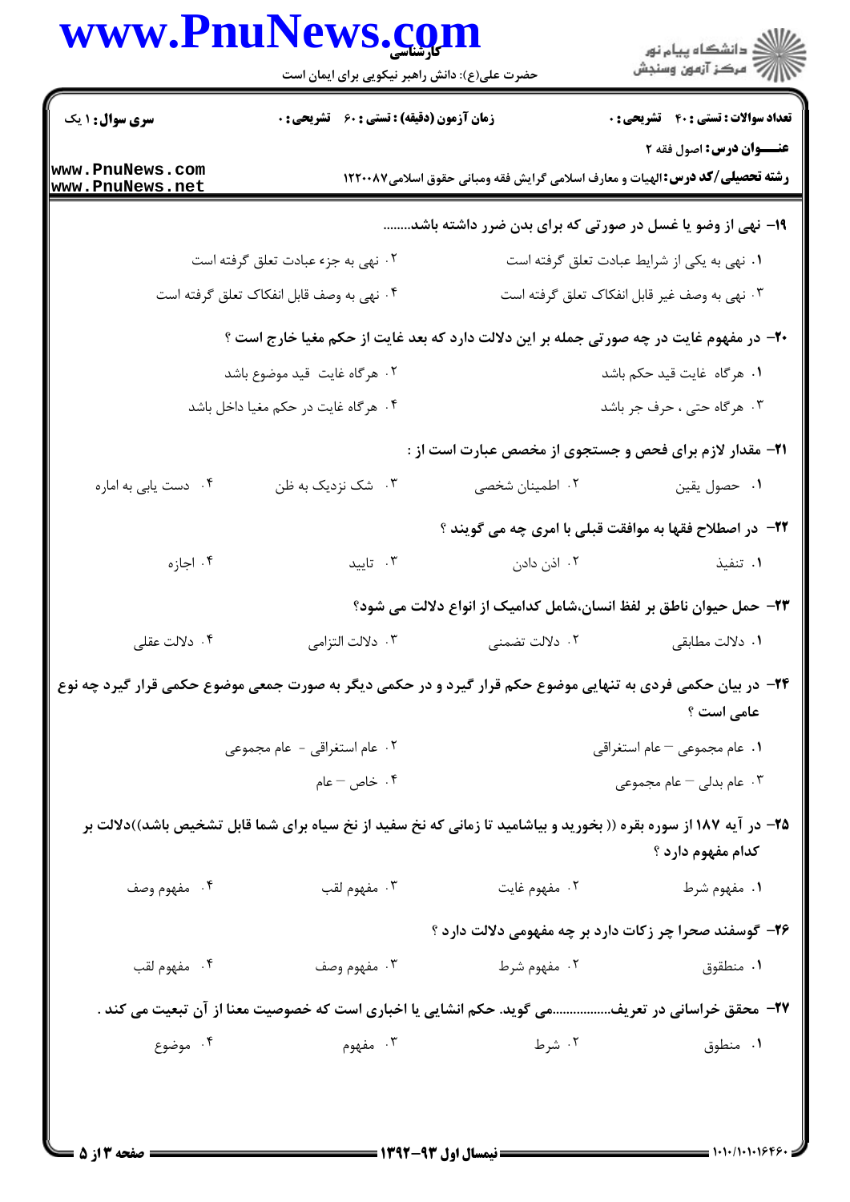۱۹- نهی از وضو یا غسل در صورتی که برای بدن ضرر داشته باشد........

۱. نهی به یکی از شرایط عبادت تعلق گرفته است
۲. نهی به جزء عبادت تعلق گرفته است
۳. نهی به وصف غیر قابل انفکاک تعلق گرفته است
۴. نهی به وصف قابل انفکاک تعلق گرفته است

۲۰- در مفهوم غایت در چه صورتی جمله بر این دلالت دارد که بعد غایت از حکم مغیا خارج است ؟

۱. هرگاه غایت قید حکم باشد
۲. هرگاه غایت قید موضوع باشد
۳. هرگاه حتی ، حرف جر باشد
۴. هرگاه غایت در حکم مغیا داخل باشد

۲۱- مقدار لازم برای فحص و جستجوی از مخصص عبارت است از :

۱. حصول یقین
۲. اطمینان شخصی
۳. شک نزدیک به ظن
۴. دست یابی به اماره

۲۲- در اصطلاح فقها به موافقت قبلی با امری چه می گویند ؟

۱. تنفیذ
۲. اذن دادن
۳. تایید
۴. اجازه

۲۳- حمل حیوان ناطق بر لفظ انسان،شامل کدامیک از انواع دلالت می شود؟

۱. دلالت مطابقی
۲. دلالت تضمنی
۳. دلالت التزامی
۴. دلالت عقلی

۲۴- در بیان حکمی فردی به تنهایی موضوع حکم قرار گیرد و در حکمی دیگر به صورت جمعی موضوع حکمی قرار گیرد چه نوع عامی است ؟

۱. عام مجموعی – عام استغراقی
۲. عام استغراقی - عام مجموعی
۳. عام بدلی – عام مجموعی
۴. خاص – عام

۲۵- در آیه ۱۸۷ از سوره بقره (( بخورید و بیاشامید تا زمانی که نخ سفید از نخ سیاه برای شما قابل تشخیص باشد))دلالت بر کدام مفهوم دارد ؟

۱. مفهوم شرط
۲. مفهوم غایت
۳. مفهوم لقب
۴. مفهوم وصف

۲۶- گوسفند صحرا چر زکات دارد بر چه مفهومی دلالت دارد ؟

۱. منطوق
۲. مفهوم شرط
۳. مفهوم وصف
۴. مفهوم لقب

۲۷- محقق خراسانی در تعریف................می گوید. حکم انشایی یا اخباری است که خصوصیت معنا از آن تبعیت می کند .

۱. منطوق
۲. شرط
۳. مفهوم
۴. موضوع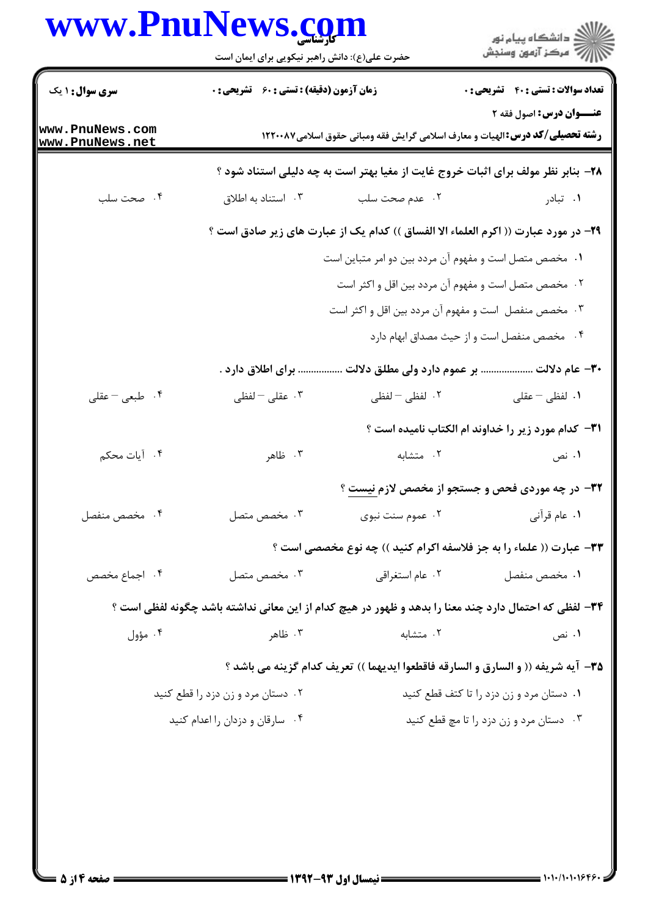۲۸- بنابر نظر مولف برای اثبات خروج غایت از مغیا بهتر است به چه دلیلی استناد شود ؟

۱. تبادر

۲. عدم صحت سلب

۳. استناد به اطلاق

۴. صحت سلب

۲۹- در مورد عبارت (( اکرم العلماء الا الفساق )) کدام یک از عبارت های زیر صادق است ؟

۱. مخصص متصل است و مفهوم آن مردد بین دو امر متباین است

۲. مخصص متصل است و مفهوم آن مردد بین اقل و اکثر است

۳. مخصص منفصل است و مفهوم آن مردد بین اقل و اکثر است

۴. مخصص منفصل است و از حیث مصداق ابهام دارد

۳۰- عام دلالت .................... بر عموم دارد ولی مطلق دلالت ................ برای اطلاق دارد .

۱. لفظی – عقلی

۲. لفظی – لفظی

۳. عقلی – لفظی

۴. طبعی – عقلی

۳۱- کدام مورد زیر را خداوند ام الکتاب نامیده است ؟

۱. نص

۲. متشابه

۳. ظاهر

۴. آیات محکم

۳۲- در چه موردی فحص و جستجو از مخصص لازم نیست ؟

۱. عام قرآنی

۲. عموم سنت نبوی

۳. مخصص متصل

۴. مخصص منفصل

۳۳- عبارت (( علماء را به جز فلاسفه اکرام کنید )) چه نوع مخصصی است ؟

۱. مخصص منفصل

۲. عام استغراقی

۳. مخصص متصل

۴. اجماع مخصص

۳۴- لفظی که احتمال دارد چند معنا را بدهد و ظهور در هیچ کدام از این معانی نداشته باشد چگونه لفظی است ؟

۱. نص

۲. متشابه

۳. ظاهر

۴. مؤول

۳۵- آیه شریفه (( و السارق و السارقه فاقطعوا ایدیهما )) تعریف کدام گزینه می باشد ؟

۱. دستان مرد و زن دزد را تا کتف قطع کنید

۲. دستان مرد و زن دزد را قطع کنید

۳. دستان مرد و زن دزد را تا مچ قطع کنید

۴. سارقان و دزدان را اعدام کنید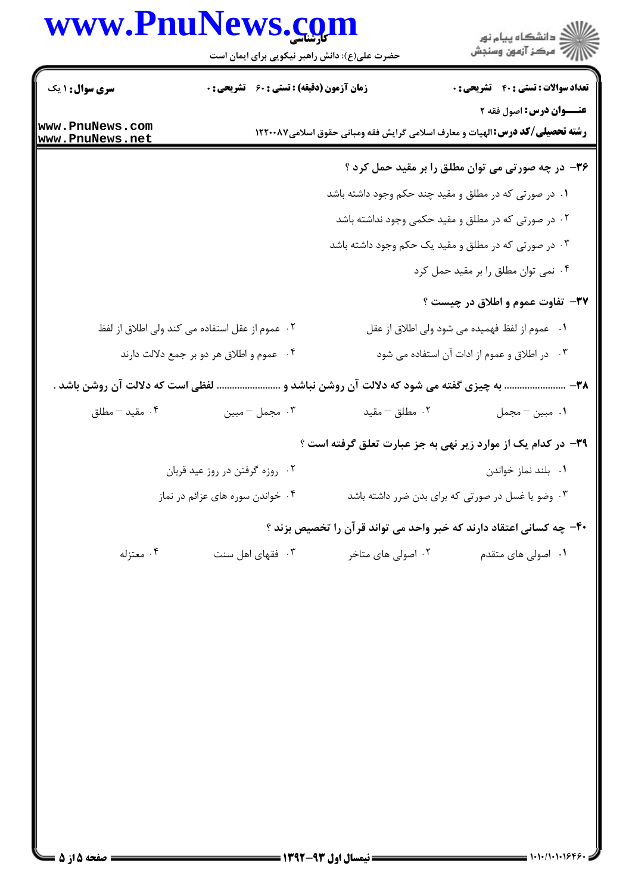۳۶- در چه صورتی می توان مطلق را بر مقید حمل کرد ؟

۱. در صورتی که در مطلق و مقید چند حکم وجود داشته باشد

۲. در صورتی که در مطلق و مقید حکمی وجود نداشته باشد

۳. در صورتی که در مطلق و مقید یک حکم وجود داشته باشد

۴. نمی توان مطلق را بر مقید حمل کرد

۳۷- تفاوت عموم و اطلاق در چیست ؟

۱. عموم از لفظ فهمیده می شود ولی اطلاق از عقل

۲. عموم از عقل استفاده می کند ولی اطلاق از لفظ

۳. در اطلاق و عموم از ادات آن استفاده می شود

۴. عموم و اطلاق هر دو بر جمع دلالت دارند

۳۸- ........................ به چیزی گفته می شود که دلالت آن روشن نباشد و ........................ لفظی است که دلالت آن روشن باشد .

۱. مبین – مجمل

۲. مطلق – مقید

۳. مجمل – مبین

۴. مقید – مطلق

۳۹- در کدام یک از موارد زیر نهی به جز عبارت تعلق گرفته است ؟

۱. بلند نماز خواندن

۲. روزه گرفتن در روز عید قربان

۳. وضو یا غسل در صورتی که برای بدن ضرر داشته باشد

۴. خواندن سوره های عزائم در نماز

۴۰- چه کسانی اعتقاد دارند که خبر واحد می تواند قرآن را تخصیص بزند ؟

۱. اصولی های متقدم

۲. اصولی های متاخر

۳. فقهای اهل سنت

۴. معتزله